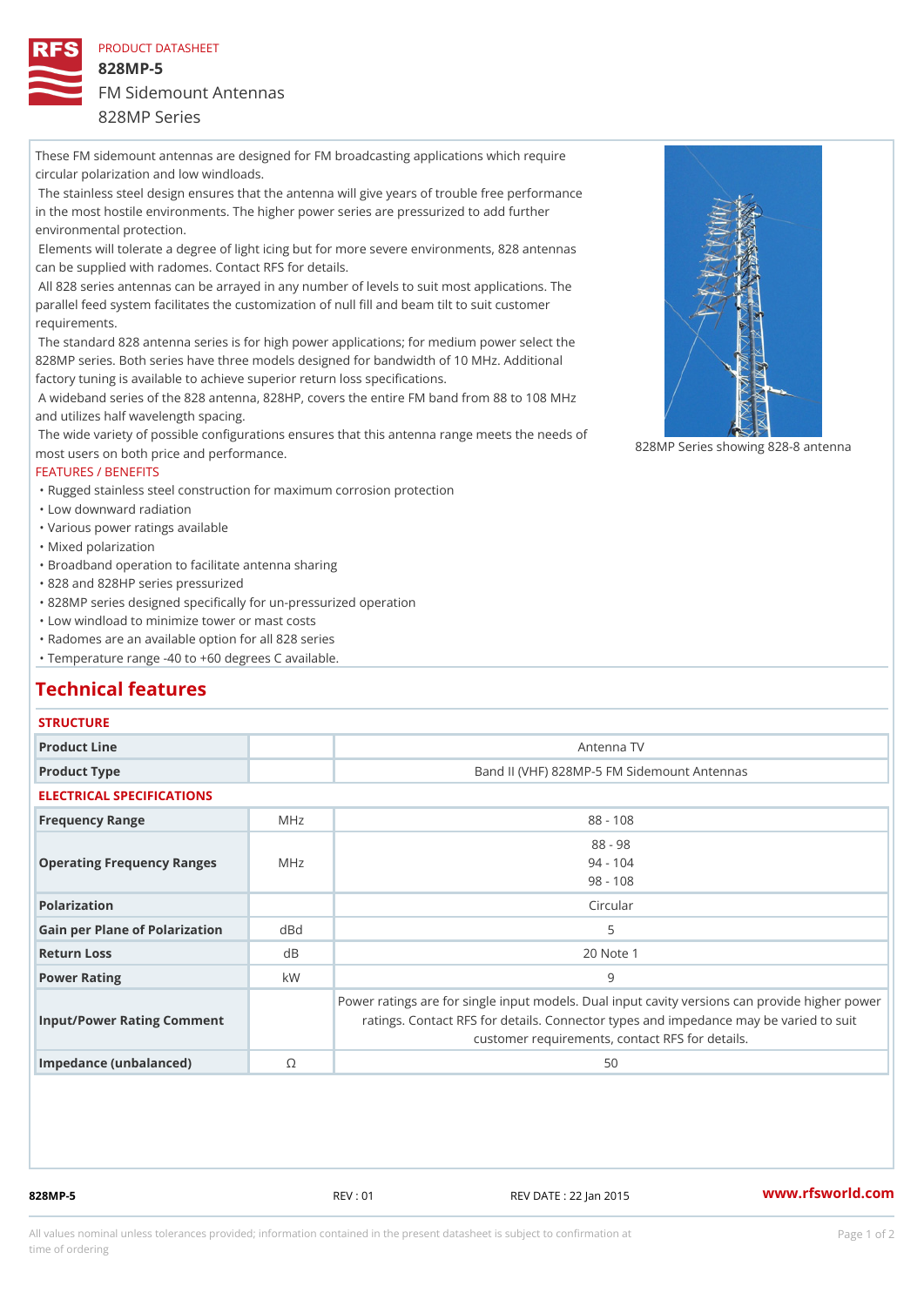PRODUCT DATASHEET

# 828MP-5

## FM Sidemount Antennas

828MP Series

These FM sidemount antennas are designed for FM broadcasting applications which require circular polarization and low windloads.

The stainless steel design ensures that the antenna will give years of trouble free performance in the most hostile environments. The higher power series are pressurized to add further environmental protection.

Elements will tolerate a degree of light icing but for more severe environments, 828 antennas can be supplied with radomes. Contact RFS for details.

All 828 series antennas can be arrayed in any number of levels to suit most applications. The parallel feed system facilitates the customization of null fill and beam tilt to suit customer requirements.

The standard 828 antenna series is for high power applications; for medium power select the 828MP series. Both series have three models designed for bandwidth of 10 MHz. Additional factory tuning is available to achieve superior return loss specifications.

A wideband series of the 828 antenna, 828HP, covers the entire FM band from 88 to 108 MHz and utilizes half wavelength spacing.

The wide variety of possible configurations ensures that this antenna range meets the needs of most users on both price and performance.

828MP Series showing 828-8 antenna

### FEATURES / BENEFITS

- Rugged stainless steel construction for maximum corrosion protection
- Low downward radiation
- Various power ratings available
- Mixed polarization
- Broadband operation to facilitate antenna sharing
- 828 and 828HP series pressurized
- 828MP series designed specifically for un-pressurized operation
- Low windload to minimize tower or mast costs
- Radomes are an available option for all 828 series
- Temperature range -40 to +60 degrees C available.

## Technical features

### STRUCTURE

| | | |
|---|---|---|
| Product Line | | Antenna TV |
| Product Type | | Band II (VHF) 828MP-5 FM Sidemount Antennas |

### ELECTRICAL SPECIFICATIONS

| | | |
|---|---|---|
| Frequency Range | MHz | 88 - 108 |
| Operating Frequency Ranges | MHz | 88 - 98<br>94 - 104<br>98 - 108 |
| Polarization | | Circular |
| Gain per Plane of Polarization | dBd | 5 |
| Return Loss | dB | 20 Note 1 |
| Power Rating | kW | 9 |
| Input/Power Rating Comment | | Power ratings are for single input models. Dual input cavity versions can provide higher power ratings. Contact RFS for details. Connector types and impedance may be varied to suit customer requirements, contact RFS for details. |
| Impedance (unbalanced) | Ω | 50 |

828MP-5 REV : 01 REV DATE : 22 Jan 2015 www.rfsworld.com

All values nominal unless tolerances provided; information contained in the present datasheet is subject to confirmation at time of ordering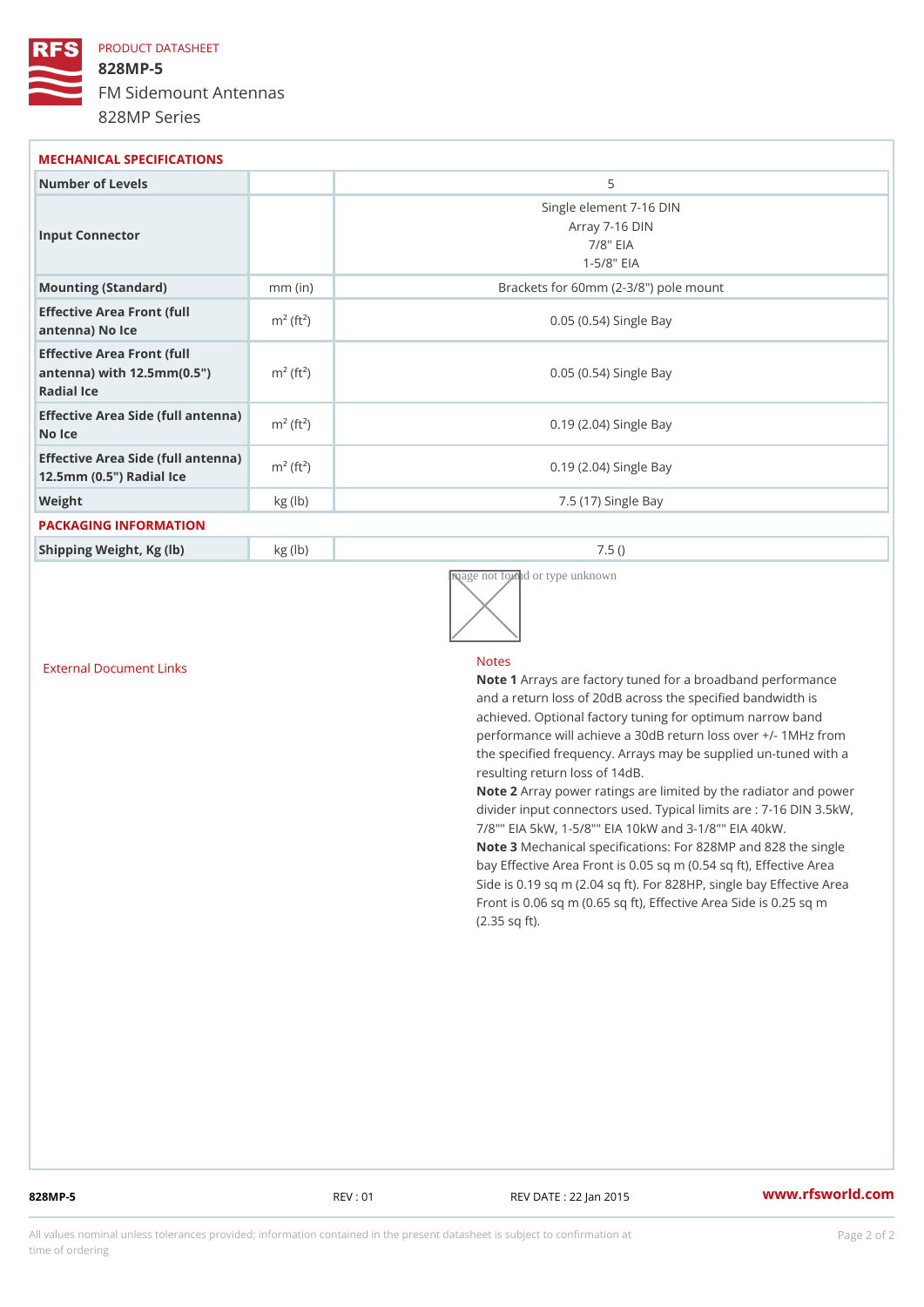## MECHANICAL SPECIFICATIONS

| | | |
|---|---|---|
| Number of Levels | | 5 |
| Input Connector | | Single element 7-16 DIN<br>Array 7-16 DIN<br>7/8" EIA<br>1-5/8" EIA |
| Mounting (Standard) | mm (in) | Brackets for 60mm (2-3/8") pole mount |
| Effective Area Front (full antenna) No Ice | $m^2$ ($ft^2$) | 0.05 (0.54) Single Bay |
| Effective Area Front (full antenna) with 12.5mm(0.5") Radial Ice | $m^2$ ($ft^2$) | 0.05 (0.54) Single Bay |
| Effective Area Side (full antenna) No Ice | $m^2$ ($ft^2$) | 0.19 (2.04) Single Bay |
| Effective Area Side (full antenna) 12.5mm (0.5") Radial Ice | $m^2$ ($ft^2$) | 0.19 (2.04) Single Bay |
| Weight | kg (lb) | 7.5 (17) Single Bay |

## PACKAGING INFORMATION

| | | |
|---|---|---|
| Shipping Weight, Kg (lb) | kg (lb) | 7.5 () |

Image not found or type unknown

External Document Links

### Notes

**Note 1** Arrays are factory tuned for a broadband performance and a return loss of 20dB across the specified bandwidth is achieved. Optional factory tuning for optimum narrow band performance will achieve a 30dB return loss over +/- 1MHz from the specified frequency. Arrays may be supplied un-tuned with a resulting return loss of 14dB.

**Note 2** Array power ratings are limited by the radiator and power divider input connectors used. Typical limits are : 7-16 DIN 3.5kW, 7/8"" EIA 5kW, 1-5/8"" EIA 10kW and 3-1/8"" EIA 40kW.

**Note 3** Mechanical specifications: For 828MP and 828 the single bay Effective Area Front is 0.05 sq m (0.54 sq ft), Effective Area Side is 0.19 sq m (2.04 sq ft). For 828HP, single bay Effective Area Front is 0.06 sq m (0.65 sq ft), Effective Area Side is 0.25 sq m (2.35 sq ft).